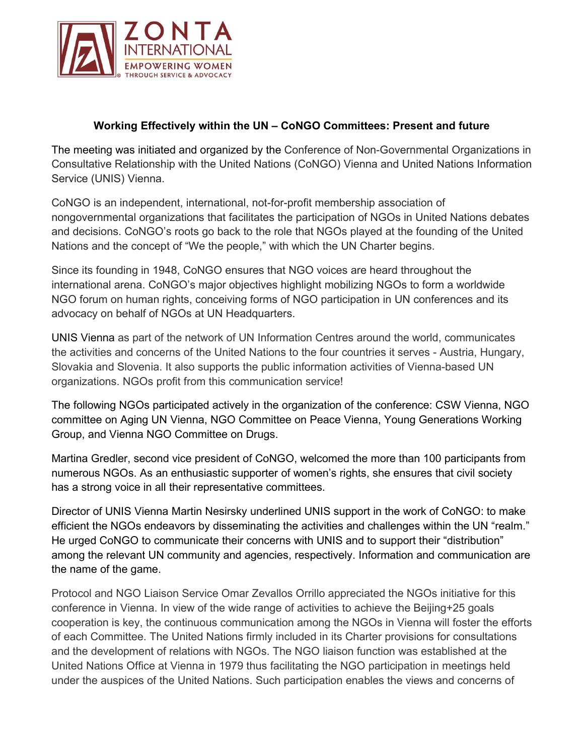**Working Effectively within the UN – CoNGO Committees: Present and future**

The meeting was initiated and organized by the Conference of Non-Governmental Organizations in Consultative Relationship with the United Nations (CoNGO) Vienna and United Nations Information Service (UNIS) Vienna.

CoNGO is an independent, international, not-for-profit membership association of nongovernmental organizations that facilitates the participation of NGOs in United Nations debates and decisions. CoNGO's roots go back to the role that NGOs played at the founding of the United Nations and the concept of "We the people," with which the UN Charter begins.

Since its founding in 1948, CoNGO ensures that NGO voices are heard throughout the international arena. CoNGO's major objectives highlight mobilizing NGOs to form a worldwide NGO forum on human rights, conceiving forms of NGO participation in UN conferences and its advocacy on behalf of NGOs at UN Headquarters.

UNIS Vienna as part of the network of UN Information Centres around the world, communicates the activities and concerns of the United Nations to the four countries it serves - Austria, Hungary, Slovakia and Slovenia. It also supports the public information activities of Vienna-based UN organizations. NGOs profit from this communication service!

The following NGOs participated actively in the organization of the conference: CSW Vienna, NGO committee on Aging UN Vienna, NGO Committee on Peace Vienna, Young Generations Working Group, and Vienna NGO Committee on Drugs.

Martina Gredler, second vice president of CoNGO, welcomed the more than 100 participants from numerous NGOs. As an enthusiastic supporter of women's rights, she ensures that civil society has a strong voice in all their representative committees.

Director of UNIS Vienna Martin Nesirsky underlined UNIS support in the work of CoNGO: to make efficient the NGOs endeavors by disseminating the activities and challenges within the UN "realm." He urged CoNGO to communicate their concerns with UNIS and to support their "distribution" among the relevant UN community and agencies, respectively. Information and communication are the name of the game.

Protocol and NGO Liaison Service Omar Zevallos Orrillo appreciated the NGOs initiative for this conference in Vienna. In view of the wide range of activities to achieve the Beijing+25 goals cooperation is key, the continuous communication among the NGOs in Vienna will foster the efforts of each Committee. The United Nations firmly included in its Charter provisions for consultations and the development of relations with NGOs. The NGO liaison function was established at the United Nations Office at Vienna in 1979 thus facilitating the NGO participation in meetings held under the auspices of the United Nations. Such participation enables the views and concerns of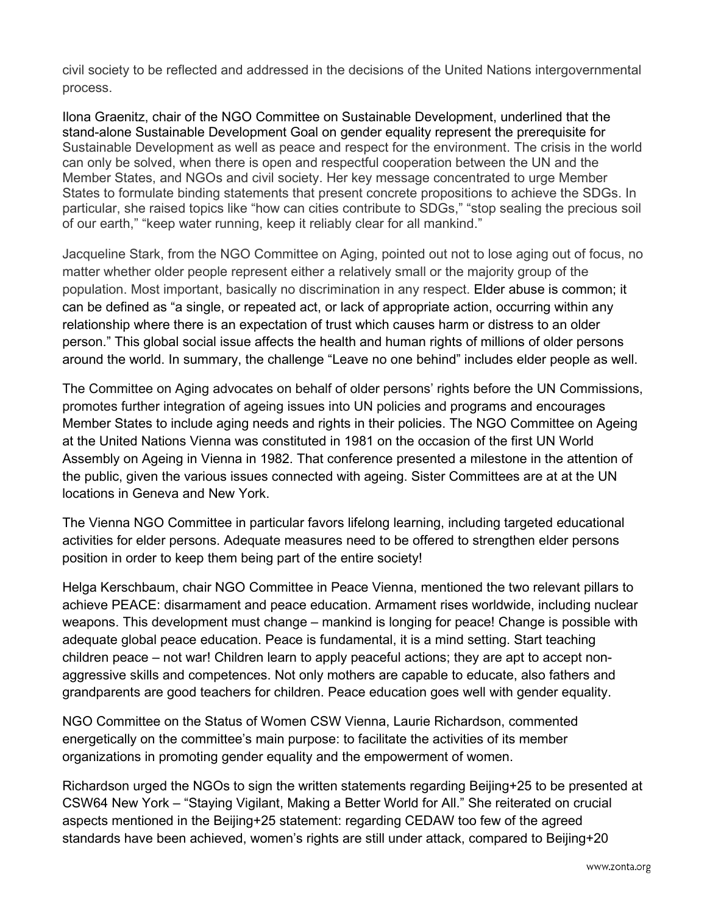civil society to be reflected and addressed in the decisions of the United Nations intergovernmental process.

Ilona Graenitz, chair of the NGO Committee on Sustainable Development, underlined that the stand-alone Sustainable Development Goal on gender equality represent the prerequisite for Sustainable Development as well as peace and respect for the environment. The crisis in the world can only be solved, when there is open and respectful cooperation between the UN and the Member States, and NGOs and civil society. Her key message concentrated to urge Member States to formulate binding statements that present concrete propositions to achieve the SDGs. In particular, she raised topics like "how can cities contribute to SDGs," "stop sealing the precious soil of our earth," "keep water running, keep it reliably clear for all mankind."

Jacqueline Stark, from the NGO Committee on Aging, pointed out not to lose aging out of focus, no matter whether older people represent either a relatively small or the majority group of the population. Most important, basically no discrimination in any respect. Elder abuse is common; it can be defined as "a single, or repeated act, or lack of appropriate action, occurring within any relationship where there is an expectation of trust which causes harm or distress to an older person." This global social issue affects the health and human rights of millions of older persons around the world. In summary, the challenge "Leave no one behind" includes elder people as well.

The Committee on Aging advocates on behalf of older persons' rights before the UN Commissions, promotes further integration of ageing issues into UN policies and programs and encourages Member States to include aging needs and rights in their policies. The NGO Committee on Ageing at the United Nations Vienna was constituted in 1981 on the occasion of the first UN World Assembly on Ageing in Vienna in 1982. That conference presented a milestone in the attention of the public, given the various issues connected with ageing. Sister Committees are at at the UN locations in Geneva and New York.

The Vienna NGO Committee in particular favors lifelong learning, including targeted educational activities for elder persons. Adequate measures need to be offered to strengthen elder persons position in order to keep them being part of the entire society!

Helga Kerschbaum, chair NGO Committee in Peace Vienna, mentioned the two relevant pillars to achieve PEACE: disarmament and peace education. Armament rises worldwide, including nuclear weapons. This development must change – mankind is longing for peace! Change is possible with adequate global peace education. Peace is fundamental, it is a mind setting. Start teaching children peace – not war! Children learn to apply peaceful actions; they are apt to accept non-aggressive skills and competences. Not only mothers are capable to educate, also fathers and grandparents are good teachers for children. Peace education goes well with gender equality.

NGO Committee on the Status of Women CSW Vienna, Laurie Richardson, commented energetically on the committee's main purpose: to facilitate the activities of its member organizations in promoting gender equality and the empowerment of women.

Richardson urged the NGOs to sign the written statements regarding Beijing+25 to be presented at CSW64 New York – "Staying Vigilant, Making a Better World for All." She reiterated on crucial aspects mentioned in the Beijing+25 statement: regarding CEDAW too few of the agreed standards have been achieved, women's rights are still under attack, compared to Beijing+20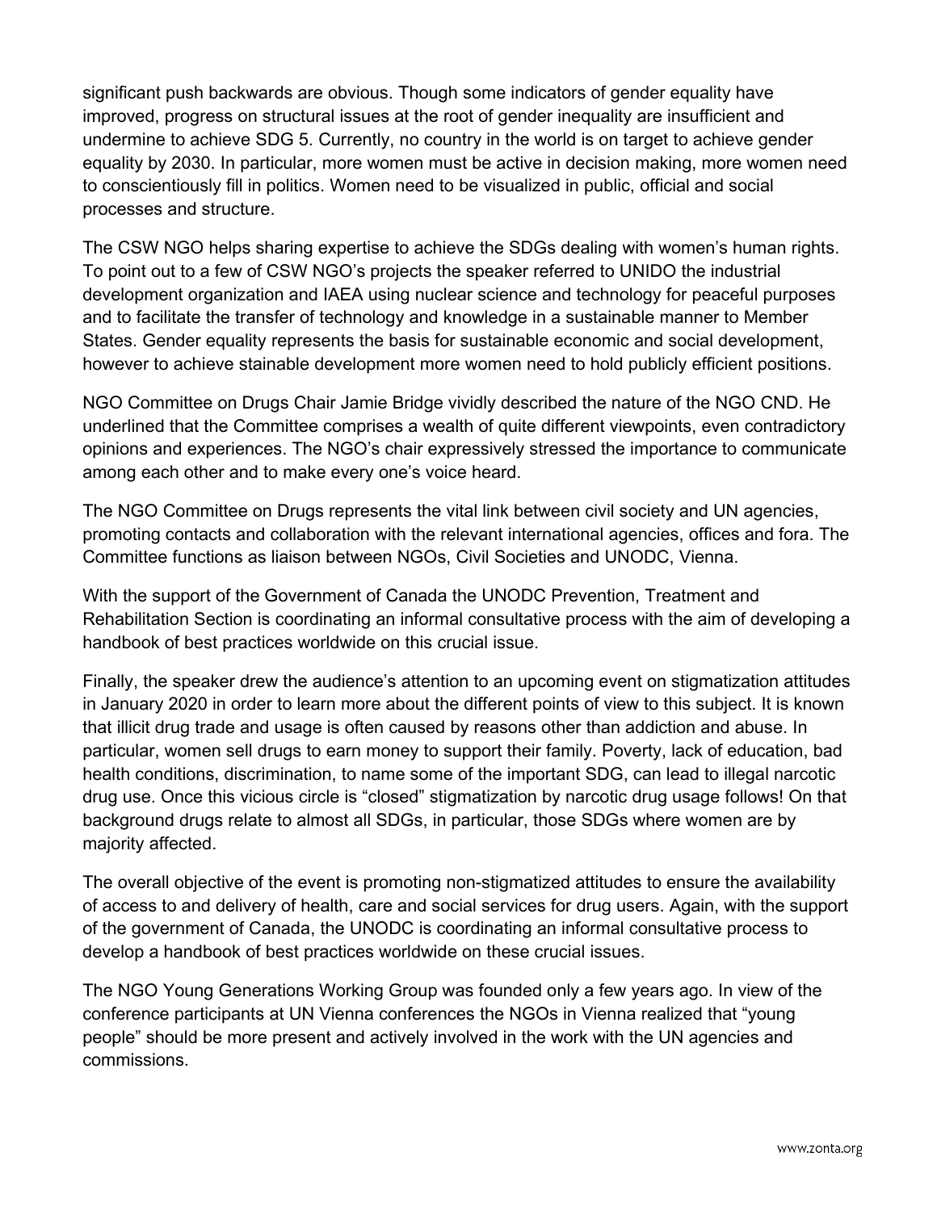significant push backwards are obvious. Though some indicators of gender equality have improved, progress on structural issues at the root of gender inequality are insufficient and undermine to achieve SDG 5. Currently, no country in the world is on target to achieve gender equality by 2030. In particular, more women must be active in decision making, more women need to conscientiously fill in politics. Women need to be visualized in public, official and social processes and structure.

The CSW NGO helps sharing expertise to achieve the SDGs dealing with women's human rights. To point out to a few of CSW NGO's projects the speaker referred to UNIDO the industrial development organization and IAEA using nuclear science and technology for peaceful purposes and to facilitate the transfer of technology and knowledge in a sustainable manner to Member States. Gender equality represents the basis for sustainable economic and social development, however to achieve stainable development more women need to hold publicly efficient positions.

NGO Committee on Drugs Chair Jamie Bridge vividly described the nature of the NGO CND. He underlined that the Committee comprises a wealth of quite different viewpoints, even contradictory opinions and experiences. The NGO's chair expressively stressed the importance to communicate among each other and to make every one's voice heard.

The NGO Committee on Drugs represents the vital link between civil society and UN agencies, promoting contacts and collaboration with the relevant international agencies, offices and fora. The Committee functions as liaison between NGOs, Civil Societies and UNODC, Vienna.

With the support of the Government of Canada the UNODC Prevention, Treatment and Rehabilitation Section is coordinating an informal consultative process with the aim of developing a handbook of best practices worldwide on this crucial issue.

Finally, the speaker drew the audience's attention to an upcoming event on stigmatization attitudes in January 2020 in order to learn more about the different points of view to this subject. It is known that illicit drug trade and usage is often caused by reasons other than addiction and abuse. In particular, women sell drugs to earn money to support their family. Poverty, lack of education, bad health conditions, discrimination, to name some of the important SDG, can lead to illegal narcotic drug use. Once this vicious circle is "closed" stigmatization by narcotic drug usage follows! On that background drugs relate to almost all SDGs, in particular, those SDGs where women are by majority affected.

The overall objective of the event is promoting non-stigmatized attitudes to ensure the availability of access to and delivery of health, care and social services for drug users. Again, with the support of the government of Canada, the UNODC is coordinating an informal consultative process to develop a handbook of best practices worldwide on these crucial issues.

The NGO Young Generations Working Group was founded only a few years ago. In view of the conference participants at UN Vienna conferences the NGOs in Vienna realized that "young people" should be more present and actively involved in the work with the UN agencies and commissions.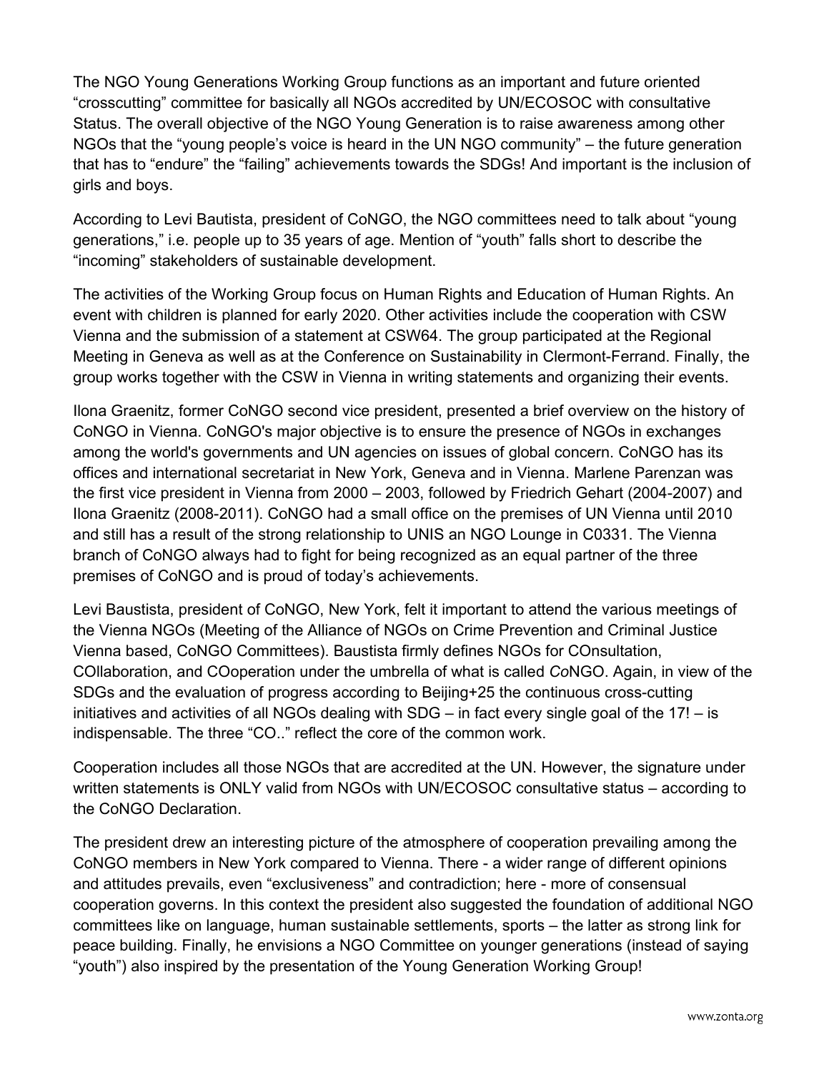The NGO Young Generations Working Group functions as an important and future oriented "crosscutting" committee for basically all NGOs accredited by UN/ECOSOC with consultative Status. The overall objective of the NGO Young Generation is to raise awareness among other NGOs that the "young people's voice is heard in the UN NGO community" – the future generation that has to "endure" the "failing" achievements towards the SDGs! And important is the inclusion of girls and boys.

According to Levi Bautista, president of CoNGO, the NGO committees need to talk about "young generations," i.e. people up to 35 years of age. Mention of "youth" falls short to describe the "incoming" stakeholders of sustainable development.

The activities of the Working Group focus on Human Rights and Education of Human Rights. An event with children is planned for early 2020. Other activities include the cooperation with CSW Vienna and the submission of a statement at CSW64. The group participated at the Regional Meeting in Geneva as well as at the Conference on Sustainability in Clermont-Ferrand. Finally, the group works together with the CSW in Vienna in writing statements and organizing their events.

Ilona Graenitz, former CoNGO second vice president, presented a brief overview on the history of CoNGO in Vienna. CoNGO's major objective is to ensure the presence of NGOs in exchanges among the world's governments and UN agencies on issues of global concern. CoNGO has its offices and international secretariat in New York, Geneva and in Vienna. Marlene Parenzan was the first vice president in Vienna from 2000 – 2003, followed by Friedrich Gehart (2004-2007) and Ilona Graenitz (2008-2011). CoNGO had a small office on the premises of UN Vienna until 2010 and still has a result of the strong relationship to UNIS an NGO Lounge in C0331. The Vienna branch of CoNGO always had to fight for being recognized as an equal partner of the three premises of CoNGO and is proud of today's achievements.

Levi Baustista, president of CoNGO, New York, felt it important to attend the various meetings of the Vienna NGOs (Meeting of the Alliance of NGOs on Crime Prevention and Criminal Justice Vienna based, CoNGO Committees). Baustista firmly defines NGOs for COnsultation, COllaboration, and COoperation under the umbrella of what is called *Co*NGO. Again, in view of the SDGs and the evaluation of progress according to Beijing+25 the continuous cross-cutting initiatives and activities of all NGOs dealing with SDG – in fact every single goal of the 17! – is indispensable. The three "CO.." reflect the core of the common work.

Cooperation includes all those NGOs that are accredited at the UN. However, the signature under written statements is ONLY valid from NGOs with UN/ECOSOC consultative status – according to the CoNGO Declaration.

The president drew an interesting picture of the atmosphere of cooperation prevailing among the CoNGO members in New York compared to Vienna. There - a wider range of different opinions and attitudes prevails, even "exclusiveness" and contradiction; here - more of consensual cooperation governs. In this context the president also suggested the foundation of additional NGO committees like on language, human sustainable settlements, sports – the latter as strong link for peace building. Finally, he envisions a NGO Committee on younger generations (instead of saying "youth") also inspired by the presentation of the Young Generation Working Group!